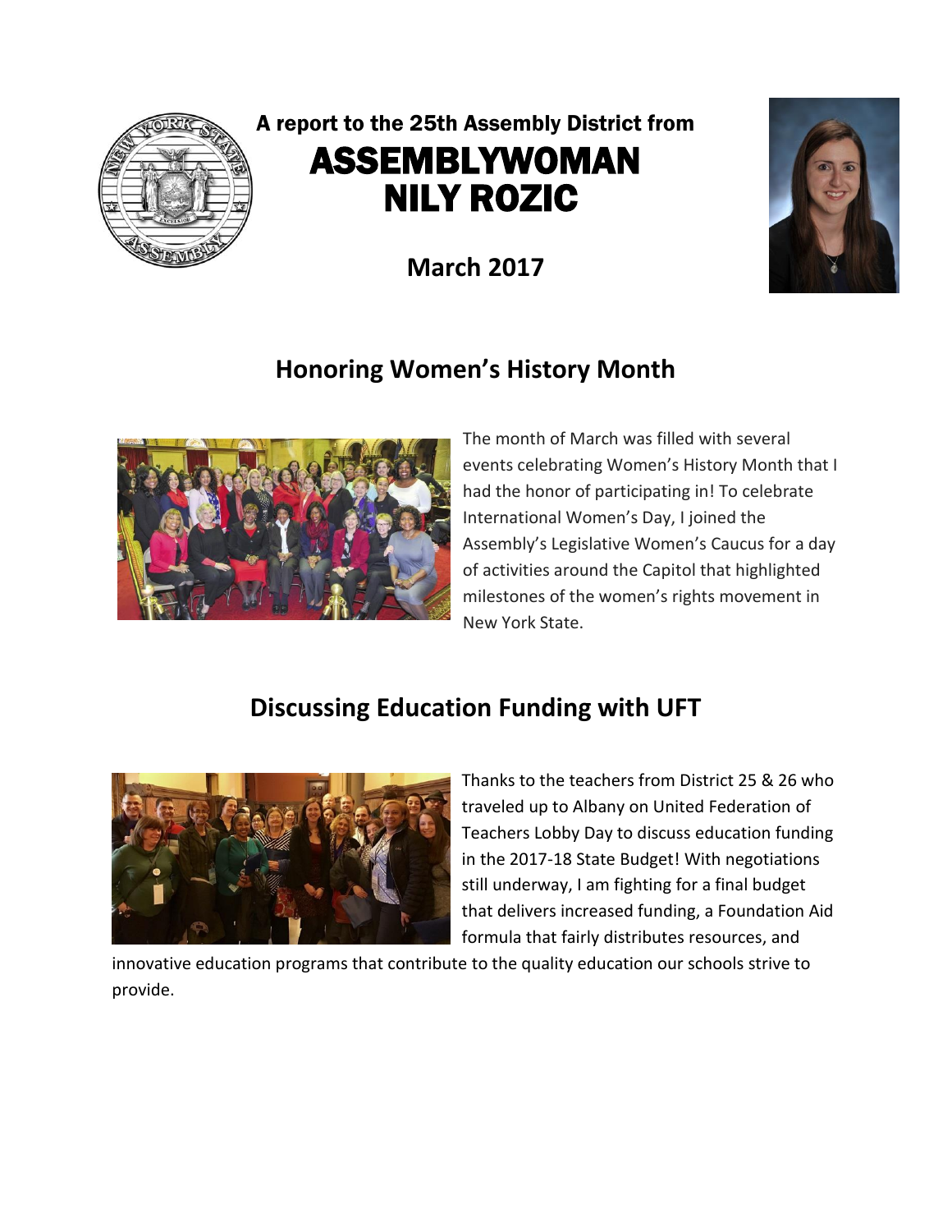A report to the 25th Assembly District from

# ASSEMBLYWOMAN NILY ROZIC

**March 2017**

## Honoring Women's History Month

The month of March was filled with several events celebrating Women's History Month that I had the honor of participating in! To celebrate International Women's Day, I joined the Assembly's Legislative Women's Caucus for a day of activities around the Capitol that highlighted milestones of the women's rights movement in New York State.

## Discussing Education Funding with UFT

Thanks to the teachers from District 25 & 26 who traveled up to Albany on United Federation of Teachers Lobby Day to discuss education funding in the 2017-18 State Budget! With negotiations still underway, I am fighting for a final budget that delivers increased funding, a Foundation Aid formula that fairly distributes resources, and innovative education programs that contribute to the quality education our schools strive to provide.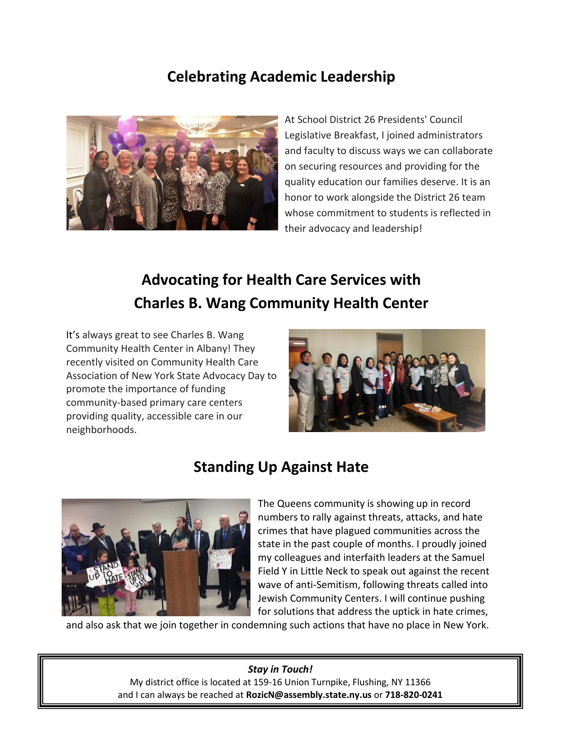## Celebrating Academic Leadership

At School District 26 Presidents' Council Legislative Breakfast, I joined administrators and faculty to discuss ways we can collaborate on securing resources and providing for the quality education our families deserve. It is an honor to work alongside the District 26 team whose commitment to students is reflected in their advocacy and leadership!

## Advocating for Health Care Services with Charles B. Wang Community Health Center

It's always great to see Charles B. Wang Community Health Center in Albany! They recently visited on Community Health Care Association of New York State Advocacy Day to promote the importance of funding community-based primary care centers providing quality, accessible care in our neighborhoods.

## Standing Up Against Hate

The Queens community is showing up in record numbers to rally against threats, attacks, and hate crimes that have plagued communities across the state in the past couple of months. I proudly joined my colleagues and interfaith leaders at the Samuel Field Y in Little Neck to speak out against the recent wave of anti-Semitism, following threats called into Jewish Community Centers. I will continue pushing for solutions that address the uptick in hate crimes, and also ask that we join together in condemning such actions that have no place in New York.

***Stay in Touch!***

My district office is located at 159-16 Union Turnpike, Flushing, NY 11366 and I can always be reached at **RozicN@assembly.state.ny.us** or **718-820-0241**